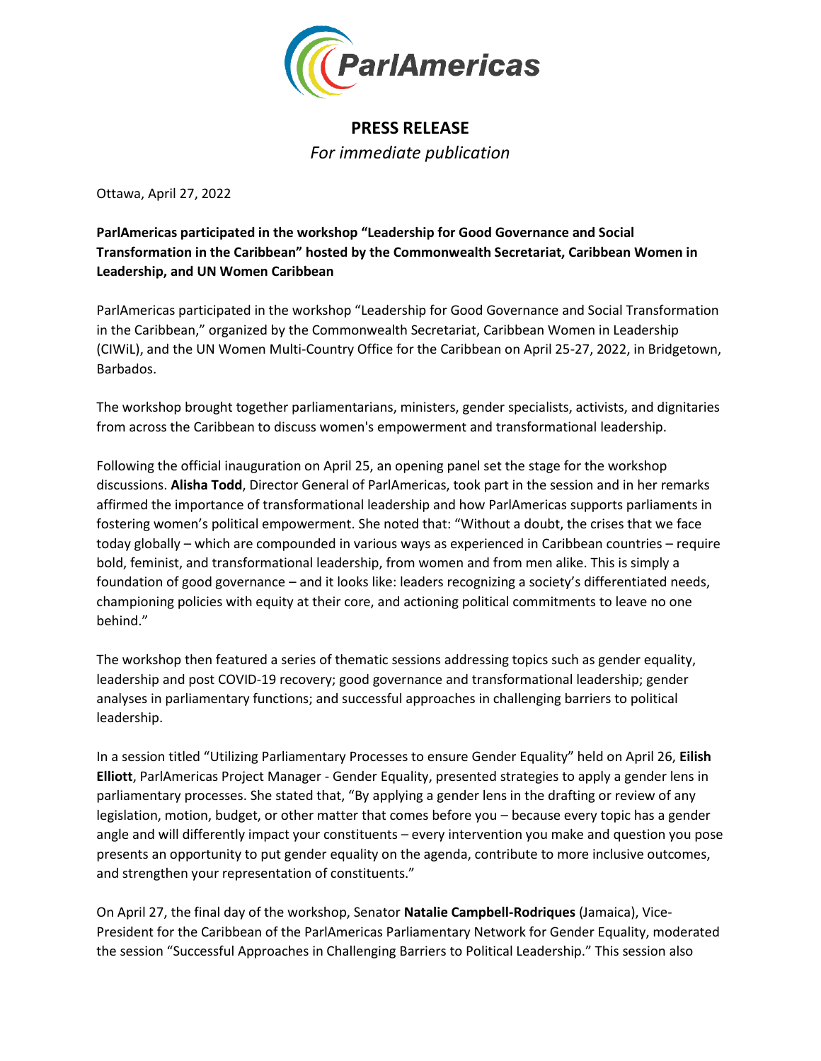**PRESS RELEASE**

*For immediate publication*

Ottawa, April 27, 2022

**ParlAmericas participated in the workshop "Leadership for Good Governance and Social Transformation in the Caribbean" hosted by the Commonwealth Secretariat, Caribbean Women in Leadership, and UN Women Caribbean**

ParlAmericas participated in the workshop "Leadership for Good Governance and Social Transformation in the Caribbean," organized by the Commonwealth Secretariat, Caribbean Women in Leadership (CIWiL), and the UN Women Multi-Country Office for the Caribbean on April 25-27, 2022, in Bridgetown, Barbados.

The workshop brought together parliamentarians, ministers, gender specialists, activists, and dignitaries from across the Caribbean to discuss women's empowerment and transformational leadership.

Following the official inauguration on April 25, an opening panel set the stage for the workshop discussions. **Alisha Todd**, Director General of ParlAmericas, took part in the session and in her remarks affirmed the importance of transformational leadership and how ParlAmericas supports parliaments in fostering women's political empowerment. She noted that: "Without a doubt, the crises that we face today globally – which are compounded in various ways as experienced in Caribbean countries – require bold, feminist, and transformational leadership, from women and from men alike. This is simply a foundation of good governance – and it looks like: leaders recognizing a society's differentiated needs, championing policies with equity at their core, and actioning political commitments to leave no one behind."

The workshop then featured a series of thematic sessions addressing topics such as gender equality, leadership and post COVID-19 recovery; good governance and transformational leadership; gender analyses in parliamentary functions; and successful approaches in challenging barriers to political leadership.

In a session titled "Utilizing Parliamentary Processes to ensure Gender Equality" held on April 26, **Eilish Elliott**, ParlAmericas Project Manager - Gender Equality, presented strategies to apply a gender lens in parliamentary processes. She stated that, "By applying a gender lens in the drafting or review of any legislation, motion, budget, or other matter that comes before you – because every topic has a gender angle and will differently impact your constituents – every intervention you make and question you pose presents an opportunity to put gender equality on the agenda, contribute to more inclusive outcomes, and strengthen your representation of constituents."

On April 27, the final day of the workshop, Senator **Natalie Campbell-Rodriques** (Jamaica), Vice-President for the Caribbean of the ParlAmericas Parliamentary Network for Gender Equality, moderated the session "Successful Approaches in Challenging Barriers to Political Leadership." This session also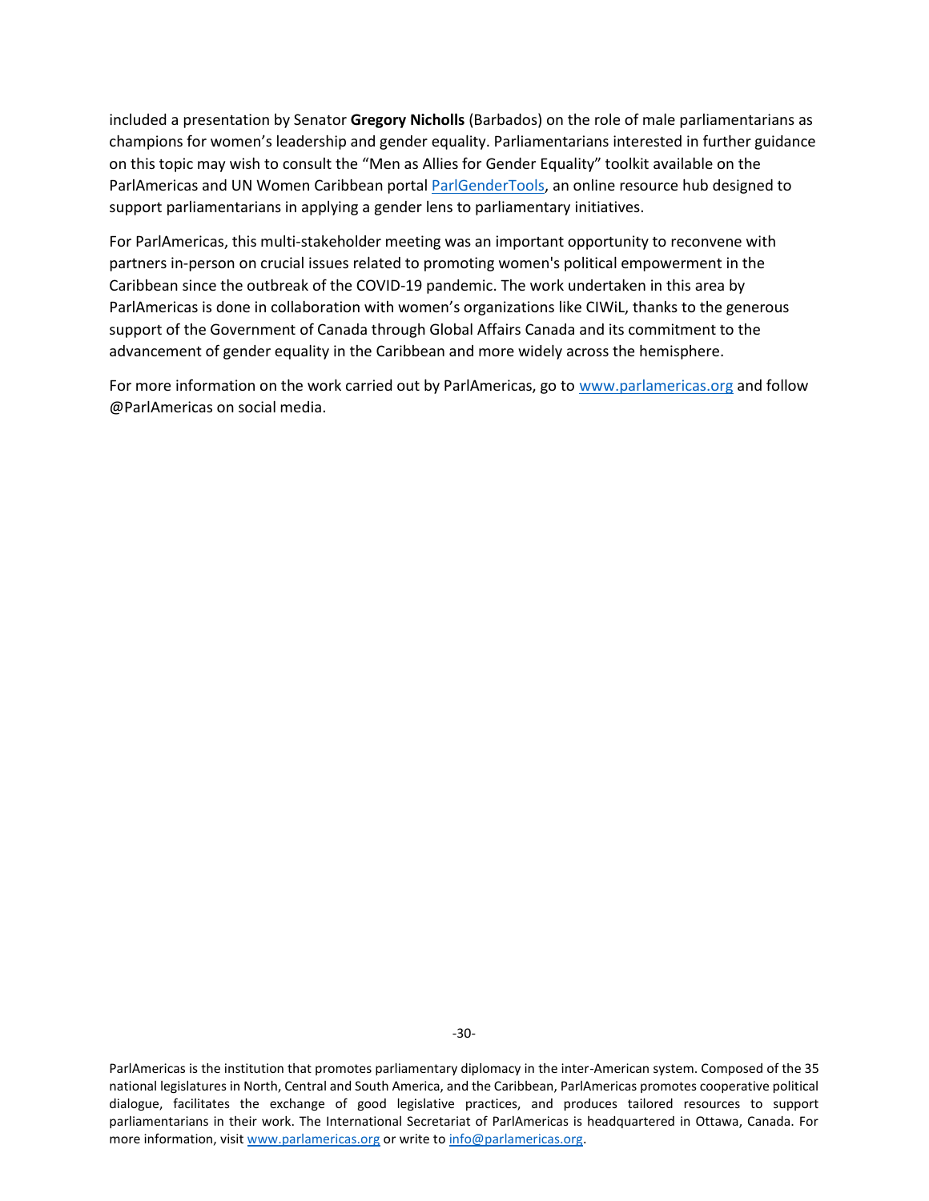included a presentation by Senator **Gregory Nicholls** (Barbados) on the role of male parliamentarians as champions for women's leadership and gender equality. Parliamentarians interested in further guidance on this topic may wish to consult the "Men as Allies for Gender Equality" toolkit available on the ParlAmericas and UN Women Caribbean portal [ParlGenderTools](ParlGenderTools), an online resource hub designed to support parliamentarians in applying a gender lens to parliamentary initiatives.

For ParlAmericas, this multi-stakeholder meeting was an important opportunity to reconvene with partners in-person on crucial issues related to promoting women's political empowerment in the Caribbean since the outbreak of the COVID-19 pandemic. The work undertaken in this area by ParlAmericas is done in collaboration with women's organizations like CIWiL, thanks to the generous support of the Government of Canada through Global Affairs Canada and its commitment to the advancement of gender equality in the Caribbean and more widely across the hemisphere.

For more information on the work carried out by ParlAmericas, go to [www.parlamericas.org](http://www.parlamericas.org) and follow @ParlAmericas on social media.

-30-

ParlAmericas is the institution that promotes parliamentary diplomacy in the inter-American system. Composed of the 35 national legislatures in North, Central and South America, and the Caribbean, ParlAmericas promotes cooperative political dialogue, facilitates the exchange of good legislative practices, and produces tailored resources to support parliamentarians in their work. The International Secretariat of ParlAmericas is headquartered in Ottawa, Canada. For more information, visit [www.parlamericas.org](http://www.parlamericas.org) or write to [info@parlamericas.org](mailto:info@parlamericas.org).